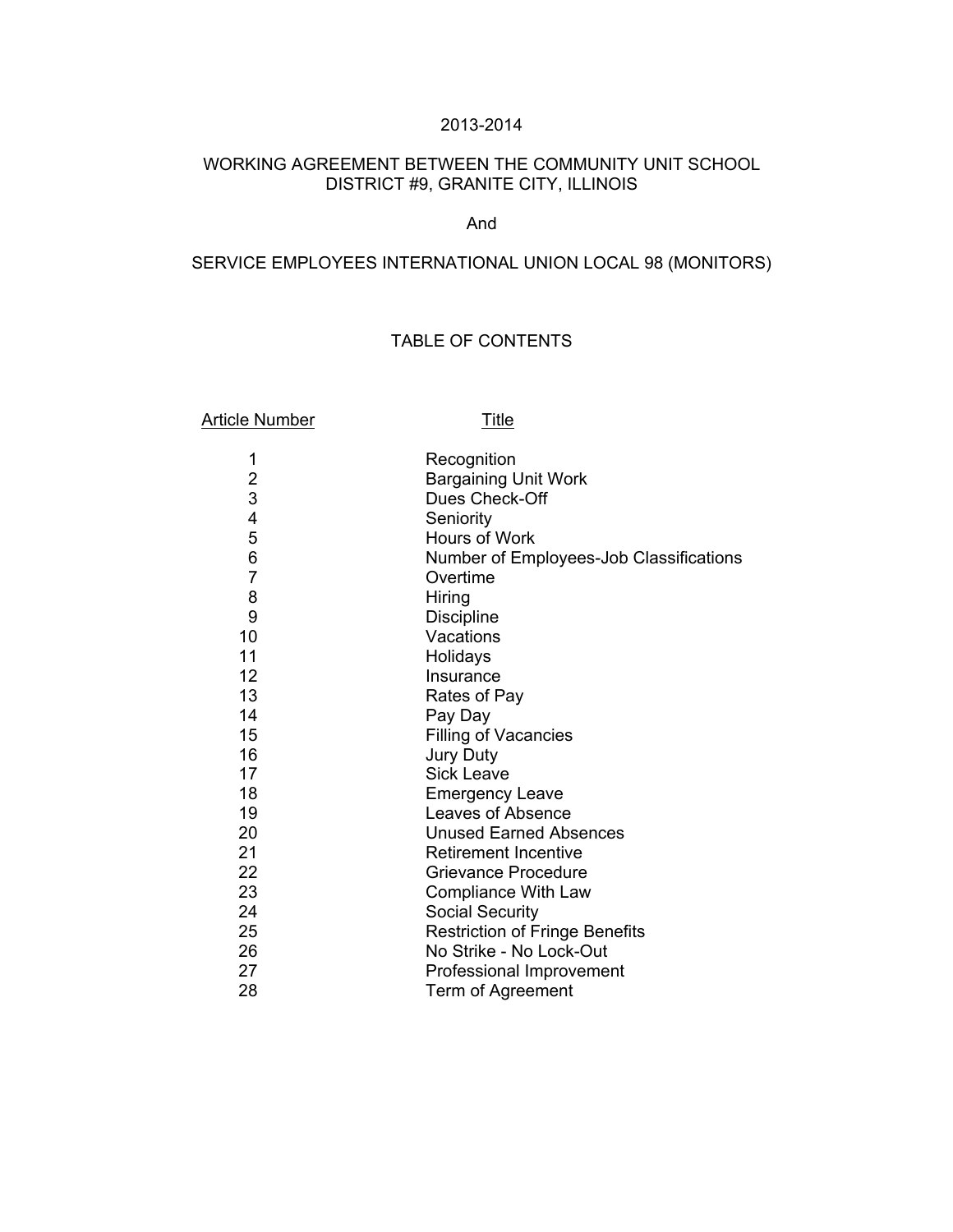2013-2014

# WORKING AGREEMENT BETWEEN THE COMMUNITY UNIT SCHOOL DISTRICT #9, GRANITE CITY, ILLINOIS

And

# SERVICE EMPLOYEES INTERNATIONAL UNION LOCAL 98 (MONITORS)

## TABLE OF CONTENTS

| Article Number | Title |
|---|---|
| 1 | Recognition |
| 2 | Bargaining Unit Work |
| 3 | Dues Check-Off |
| 4 | Seniority |
| 5 | Hours of Work |
| 6 | Number of Employees-Job Classifications |
| 7 | Overtime |
| 8 | Hiring |
| 9 | Discipline |
| 10 | Vacations |
| 11 | Holidays |
| 12 | Insurance |
| 13 | Rates of Pay |
| 14 | Pay Day |
| 15 | Filling of Vacancies |
| 16 | Jury Duty |
| 17 | Sick Leave |
| 18 | Emergency Leave |
| 19 | Leaves of Absence |
| 20 | Unused Earned Absences |
| 21 | Retirement Incentive |
| 22 | Grievance Procedure |
| 23 | Compliance With Law |
| 24 | Social Security |
| 25 | Restriction of Fringe Benefits |
| 26 | No Strike - No Lock-Out |
| 27 | Professional Improvement |
| 28 | Term of Agreement |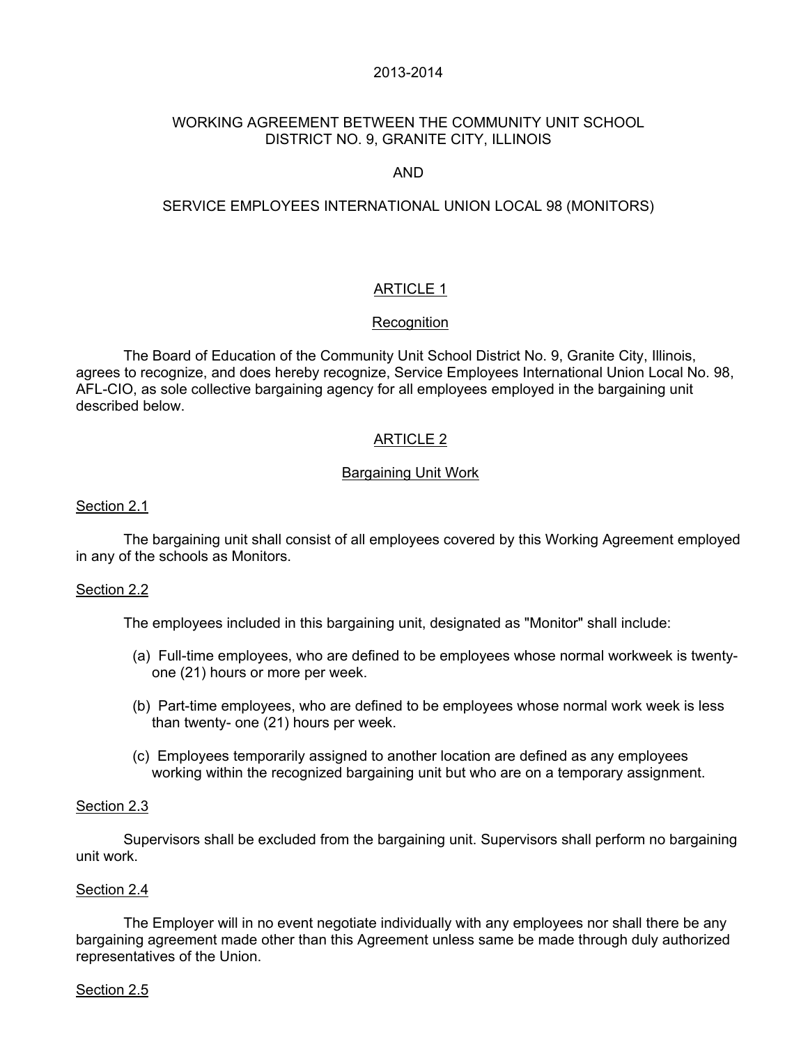2013-2014

# WORKING AGREEMENT BETWEEN THE COMMUNITY UNIT SCHOOL DISTRICT NO. 9, GRANITE CITY, ILLINOIS

AND

SERVICE EMPLOYEES INTERNATIONAL UNION LOCAL 98 (MONITORS)

## ARTICLE 1

### Recognition

The Board of Education of the Community Unit School District No. 9, Granite City, Illinois, agrees to recognize, and does hereby recognize, Service Employees International Union Local No. 98, AFL-CIO, as sole collective bargaining agency for all employees employed in the bargaining unit described below.

## ARTICLE 2

### Bargaining Unit Work

Section 2.1

The bargaining unit shall consist of all employees covered by this Working Agreement employed in any of the schools as Monitors.

Section 2.2

The employees included in this bargaining unit, designated as "Monitor" shall include:

(a) Full-time employees, who are defined to be employees whose normal workweek is twenty-one (21) hours or more per week.

(b) Part-time employees, who are defined to be employees whose normal work week is less than twenty- one (21) hours per week.

(c) Employees temporarily assigned to another location are defined as any employees working within the recognized bargaining unit but who are on a temporary assignment.

Section 2.3

Supervisors shall be excluded from the bargaining unit. Supervisors shall perform no bargaining unit work.

Section 2.4

The Employer will in no event negotiate individually with any employees nor shall there be any bargaining agreement made other than this Agreement unless same be made through duly authorized representatives of the Union.

Section 2.5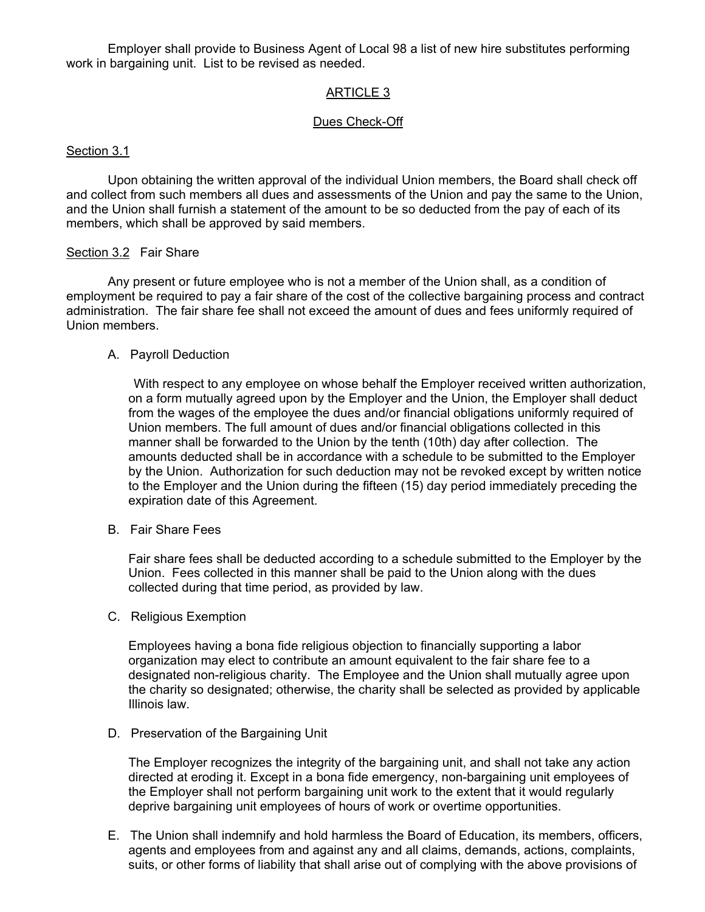Employer shall provide to Business Agent of Local 98 a list of new hire substitutes performing work in bargaining unit. List to be revised as needed.

## ARTICLE 3

### Dues Check-Off

Section 3.1

Upon obtaining the written approval of the individual Union members, the Board shall check off and collect from such members all dues and assessments of the Union and pay the same to the Union, and the Union shall furnish a statement of the amount to be so deducted from the pay of each of its members, which shall be approved by said members.

Section 3.2 Fair Share

Any present or future employee who is not a member of the Union shall, as a condition of employment be required to pay a fair share of the cost of the collective bargaining process and contract administration. The fair share fee shall not exceed the amount of dues and fees uniformly required of Union members.

A. Payroll Deduction

With respect to any employee on whose behalf the Employer received written authorization, on a form mutually agreed upon by the Employer and the Union, the Employer shall deduct from the wages of the employee the dues and/or financial obligations uniformly required of Union members. The full amount of dues and/or financial obligations collected in this manner shall be forwarded to the Union by the tenth (10th) day after collection. The amounts deducted shall be in accordance with a schedule to be submitted to the Employer by the Union. Authorization for such deduction may not be revoked except by written notice to the Employer and the Union during the fifteen (15) day period immediately preceding the expiration date of this Agreement.

B. Fair Share Fees

Fair share fees shall be deducted according to a schedule submitted to the Employer by the Union. Fees collected in this manner shall be paid to the Union along with the dues collected during that time period, as provided by law.

C. Religious Exemption

Employees having a bona fide religious objection to financially supporting a labor organization may elect to contribute an amount equivalent to the fair share fee to a designated non-religious charity. The Employee and the Union shall mutually agree upon the charity so designated; otherwise, the charity shall be selected as provided by applicable Illinois law.

D. Preservation of the Bargaining Unit

The Employer recognizes the integrity of the bargaining unit, and shall not take any action directed at eroding it. Except in a bona fide emergency, non-bargaining unit employees of the Employer shall not perform bargaining unit work to the extent that it would regularly deprive bargaining unit employees of hours of work or overtime opportunities.

E. The Union shall indemnify and hold harmless the Board of Education, its members, officers, agents and employees from and against any and all claims, demands, actions, complaints, suits, or other forms of liability that shall arise out of complying with the above provisions of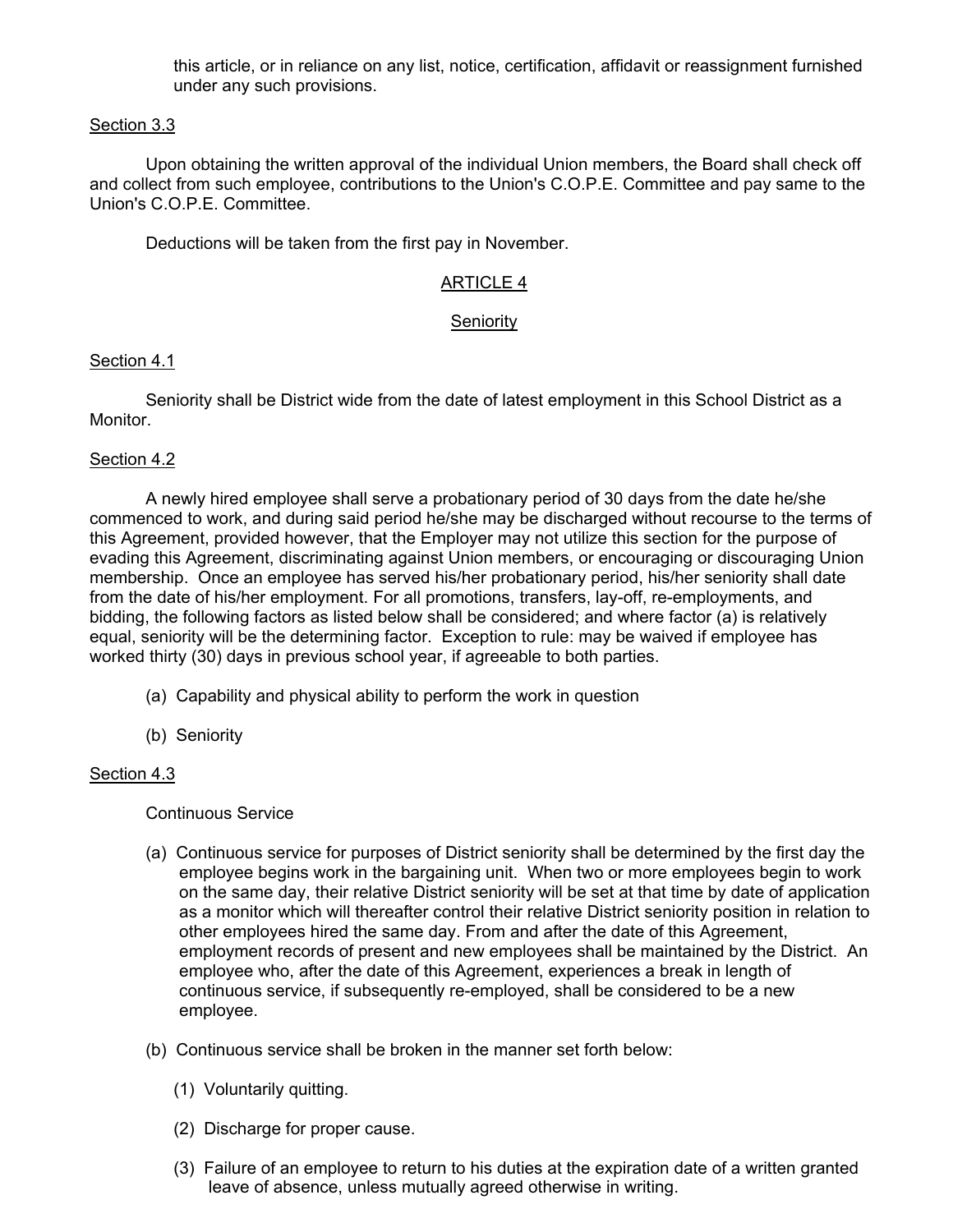this article, or in reliance on any list, notice, certification, affidavit or reassignment furnished under any such provisions.

Section 3.3

Upon obtaining the written approval of the individual Union members, the Board shall check off and collect from such employee, contributions to the Union's C.O.P.E. Committee and pay same to the Union's C.O.P.E. Committee.

Deductions will be taken from the first pay in November.

## ARTICLE 4

### Seniority

Section 4.1

Seniority shall be District wide from the date of latest employment in this School District as a Monitor.

Section 4.2

A newly hired employee shall serve a probationary period of 30 days from the date he/she commenced to work, and during said period he/she may be discharged without recourse to the terms of this Agreement, provided however, that the Employer may not utilize this section for the purpose of evading this Agreement, discriminating against Union members, or encouraging or discouraging Union membership. Once an employee has served his/her probationary period, his/her seniority shall date from the date of his/her employment. For all promotions, transfers, lay-off, re-employments, and bidding, the following factors as listed below shall be considered; and where factor (a) is relatively equal, seniority will be the determining factor. Exception to rule: may be waived if employee has worked thirty (30) days in previous school year, if agreeable to both parties.

(a) Capability and physical ability to perform the work in question

(b) Seniority

Section 4.3

Continuous Service

(a) Continuous service for purposes of District seniority shall be determined by the first day the employee begins work in the bargaining unit. When two or more employees begin to work on the same day, their relative District seniority will be set at that time by date of application as a monitor which will thereafter control their relative District seniority position in relation to other employees hired the same day. From and after the date of this Agreement, employment records of present and new employees shall be maintained by the District. An employee who, after the date of this Agreement, experiences a break in length of continuous service, if subsequently re-employed, shall be considered to be a new employee.

(b) Continuous service shall be broken in the manner set forth below:

(1) Voluntarily quitting.

(2) Discharge for proper cause.

(3) Failure of an employee to return to his duties at the expiration date of a written granted leave of absence, unless mutually agreed otherwise in writing.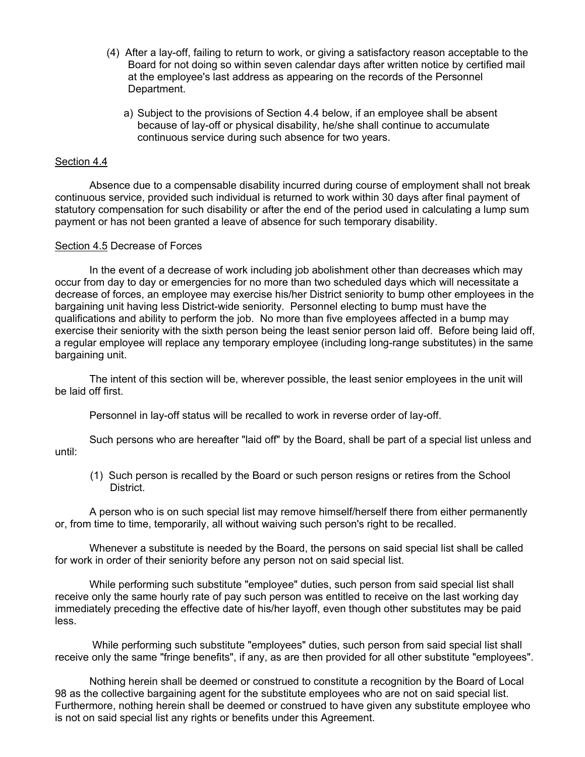(4) After a lay-off, failing to return to work, or giving a satisfactory reason acceptable to the Board for not doing so within seven calendar days after written notice by certified mail at the employee's last address as appearing on the records of the Personnel Department.

   a) Subject to the provisions of Section 4.4 below, if an employee shall be absent because of lay-off or physical disability, he/she shall continue to accumulate continuous service during such absence for two years.

<u>Section 4.4</u>

Absence due to a compensable disability incurred during course of employment shall not break continuous service, provided such individual is returned to work within 30 days after final payment of statutory compensation for such disability or after the end of the period used in calculating a lump sum payment or has not been granted a leave of absence for such temporary disability.

<u>Section 4.5</u> Decrease of Forces

In the event of a decrease of work including job abolishment other than decreases which may occur from day to day or emergencies for no more than two scheduled days which will necessitate a decrease of forces, an employee may exercise his/her District seniority to bump other employees in the bargaining unit having less District-wide seniority. Personnel electing to bump must have the qualifications and ability to perform the job. No more than five employees affected in a bump may exercise their seniority with the sixth person being the least senior person laid off. Before being laid off, a regular employee will replace any temporary employee (including long-range substitutes) in the same bargaining unit.

The intent of this section will be, wherever possible, the least senior employees in the unit will be laid off first.

Personnel in lay-off status will be recalled to work in reverse order of lay-off.

Such persons who are hereafter "laid off" by the Board, shall be part of a special list unless and until:

(1) Such person is recalled by the Board or such person resigns or retires from the School District.

A person who is on such special list may remove himself/herself there from either permanently or, from time to time, temporarily, all without waiving such person's right to be recalled.

Whenever a substitute is needed by the Board, the persons on said special list shall be called for work in order of their seniority before any person not on said special list.

While performing such substitute "employee" duties, such person from said special list shall receive only the same hourly rate of pay such person was entitled to receive on the last working day immediately preceding the effective date of his/her layoff, even though other substitutes may be paid less.

While performing such substitute "employees" duties, such person from said special list shall receive only the same "fringe benefits", if any, as are then provided for all other substitute "employees".

Nothing herein shall be deemed or construed to constitute a recognition by the Board of Local 98 as the collective bargaining agent for the substitute employees who are not on said special list. Furthermore, nothing herein shall be deemed or construed to have given any substitute employee who is not on said special list any rights or benefits under this Agreement.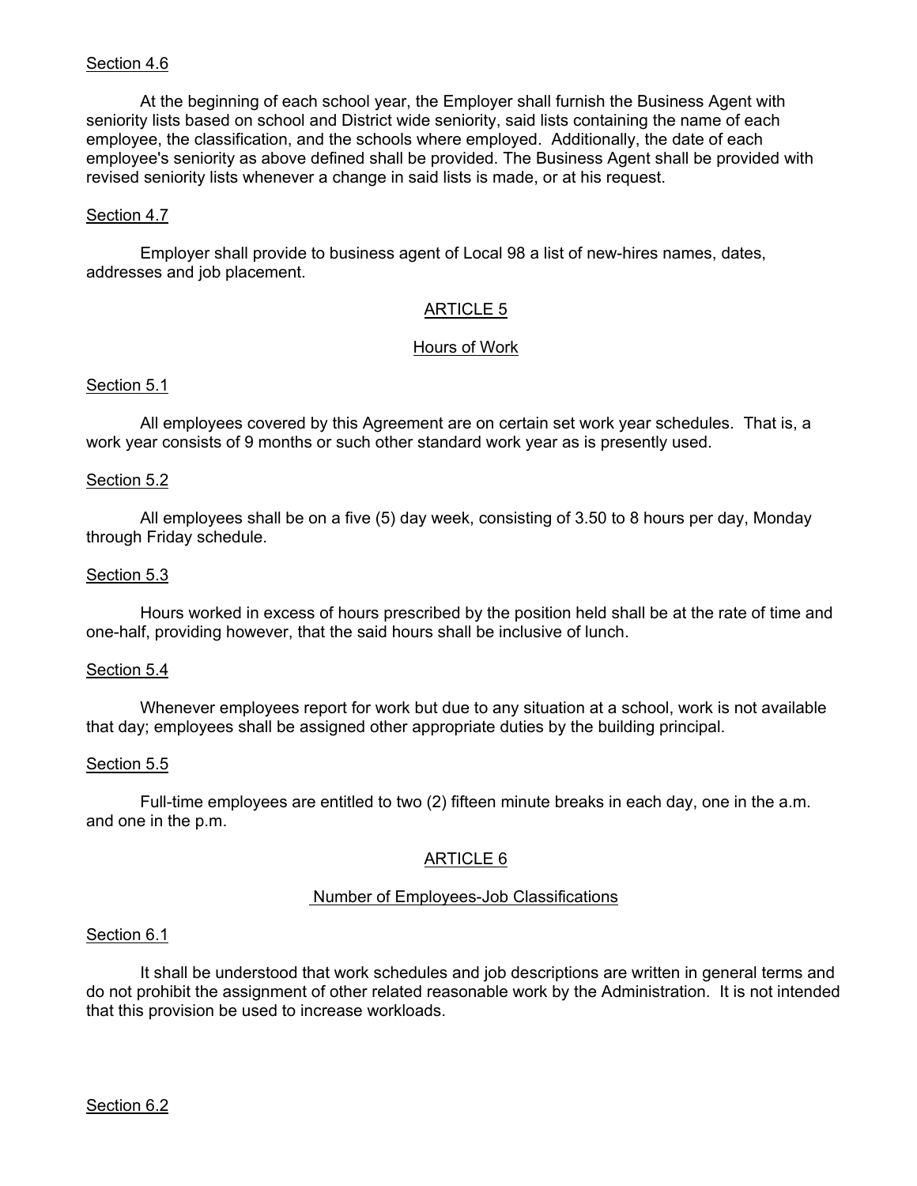Section 4.6

At the beginning of each school year, the Employer shall furnish the Business Agent with seniority lists based on school and District wide seniority, said lists containing the name of each employee, the classification, and the schools where employed. Additionally, the date of each employee's seniority as above defined shall be provided. The Business Agent shall be provided with revised seniority lists whenever a change in said lists is made, or at his request.

Section 4.7

Employer shall provide to business agent of Local 98 a list of new-hires names, dates, addresses and job placement.

## ARTICLE 5

### Hours of Work

Section 5.1

All employees covered by this Agreement are on certain set work year schedules. That is, a work year consists of 9 months or such other standard work year as is presently used.

Section 5.2

All employees shall be on a five (5) day week, consisting of 3.50 to 8 hours per day, Monday through Friday schedule.

Section 5.3

Hours worked in excess of hours prescribed by the position held shall be at the rate of time and one-half, providing however, that the said hours shall be inclusive of lunch.

Section 5.4

Whenever employees report for work but due to any situation at a school, work is not available that day; employees shall be assigned other appropriate duties by the building principal.

Section 5.5

Full-time employees are entitled to two (2) fifteen minute breaks in each day, one in the a.m. and one in the p.m.

## ARTICLE 6

### Number of Employees-Job Classifications

Section 6.1

It shall be understood that work schedules and job descriptions are written in general terms and do not prohibit the assignment of other related reasonable work by the Administration. It is not intended that this provision be used to increase workloads.

Section 6.2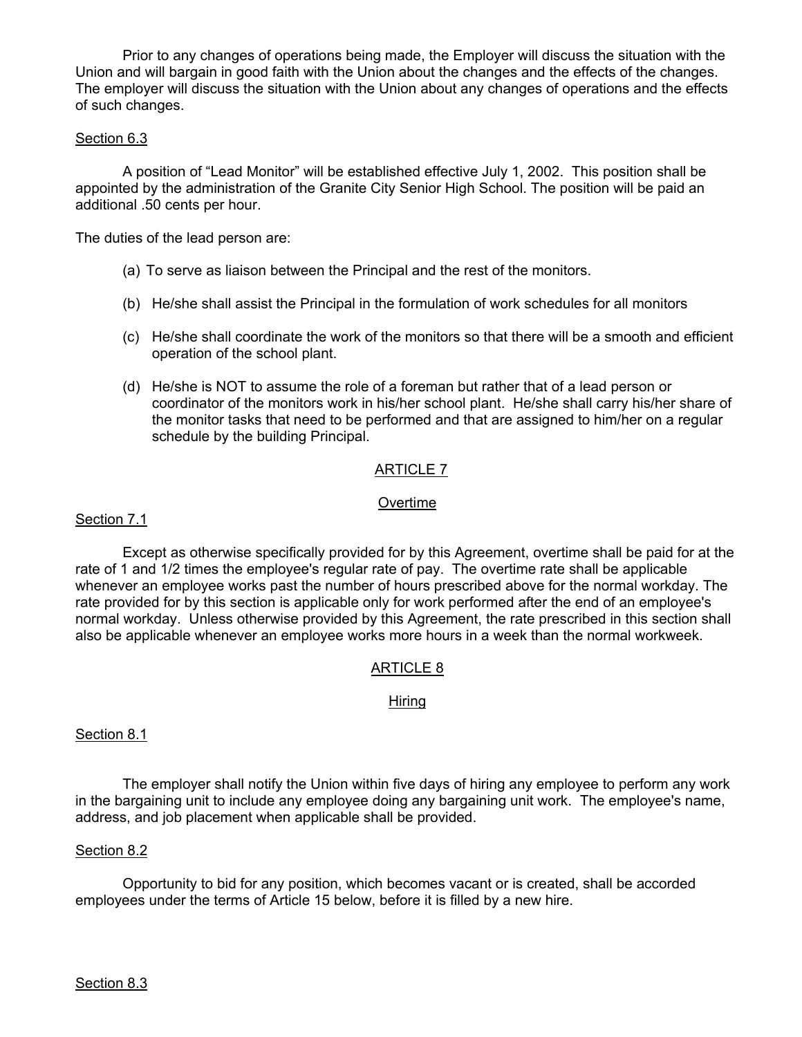Prior to any changes of operations being made, the Employer will discuss the situation with the Union and will bargain in good faith with the Union about the changes and the effects of the changes. The employer will discuss the situation with the Union about any changes of operations and the effects of such changes.

Section 6.3

A position of "Lead Monitor" will be established effective July 1, 2002. This position shall be appointed by the administration of the Granite City Senior High School. The position will be paid an additional .50 cents per hour.

The duties of the lead person are:

(a) To serve as liaison between the Principal and the rest of the monitors.

(b) He/she shall assist the Principal in the formulation of work schedules for all monitors

(c) He/she shall coordinate the work of the monitors so that there will be a smooth and efficient operation of the school plant.

(d) He/she is NOT to assume the role of a foreman but rather that of a lead person or coordinator of the monitors work in his/her school plant. He/she shall carry his/her share of the monitor tasks that need to be performed and that are assigned to him/her on a regular schedule by the building Principal.

## ARTICLE 7

## Overtime

Section 7.1

Except as otherwise specifically provided for by this Agreement, overtime shall be paid for at the rate of 1 and 1/2 times the employee's regular rate of pay. The overtime rate shall be applicable whenever an employee works past the number of hours prescribed above for the normal workday. The rate provided for by this section is applicable only for work performed after the end of an employee's normal workday. Unless otherwise provided by this Agreement, the rate prescribed in this section shall also be applicable whenever an employee works more hours in a week than the normal workweek.

## ARTICLE 8

## Hiring

Section 8.1

The employer shall notify the Union within five days of hiring any employee to perform any work in the bargaining unit to include any employee doing any bargaining unit work. The employee's name, address, and job placement when applicable shall be provided.

Section 8.2

Opportunity to bid for any position, which becomes vacant or is created, shall be accorded employees under the terms of Article 15 below, before it is filled by a new hire.

Section 8.3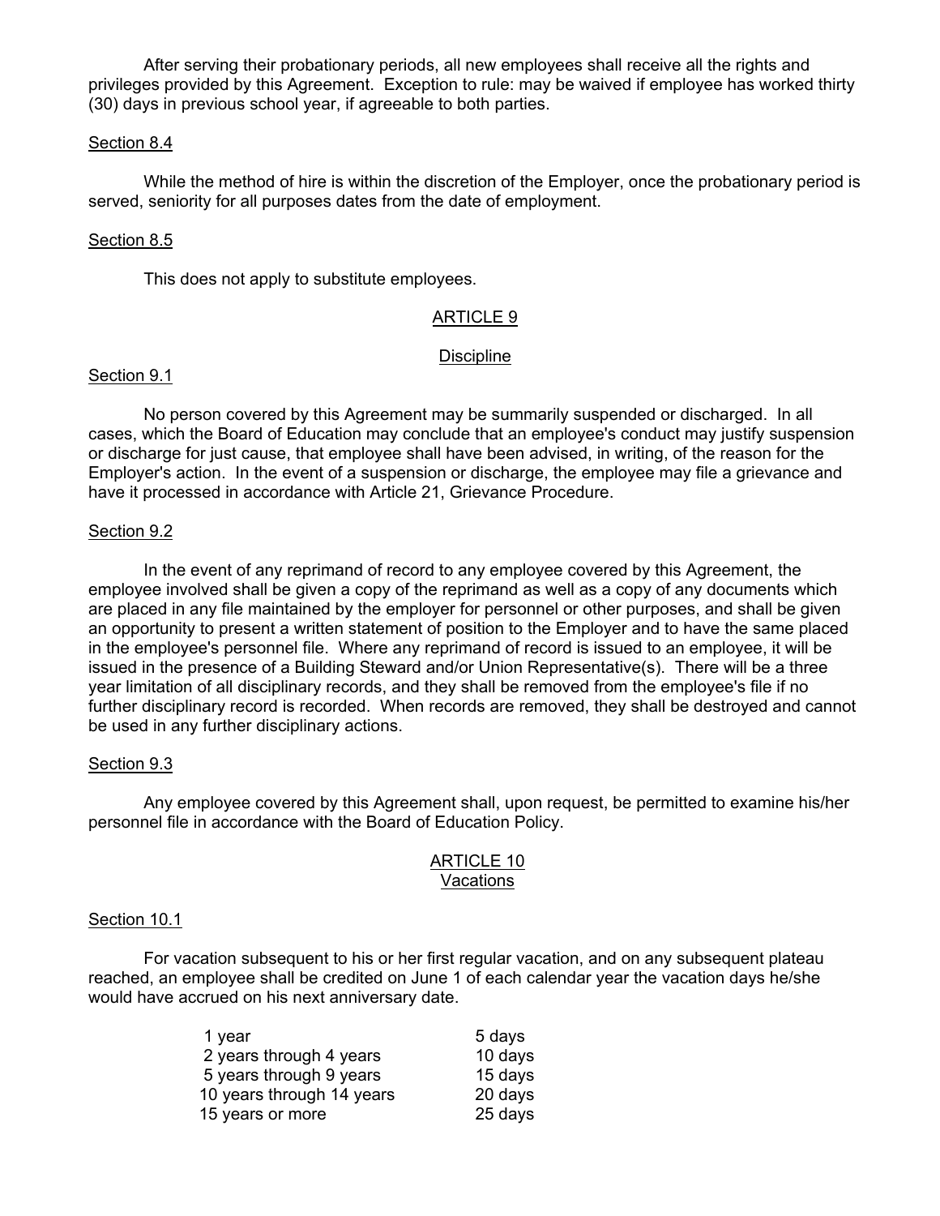After serving their probationary periods, all new employees shall receive all the rights and privileges provided by this Agreement. Exception to rule: may be waived if employee has worked thirty (30) days in previous school year, if agreeable to both parties.

Section 8.4

While the method of hire is within the discretion of the Employer, once the probationary period is served, seniority for all purposes dates from the date of employment.

Section 8.5

This does not apply to substitute employees.

## ARTICLE 9

## Discipline

Section 9.1

No person covered by this Agreement may be summarily suspended or discharged. In all cases, which the Board of Education may conclude that an employee's conduct may justify suspension or discharge for just cause, that employee shall have been advised, in writing, of the reason for the Employer's action. In the event of a suspension or discharge, the employee may file a grievance and have it processed in accordance with Article 21, Grievance Procedure.

Section 9.2

In the event of any reprimand of record to any employee covered by this Agreement, the employee involved shall be given a copy of the reprimand as well as a copy of any documents which are placed in any file maintained by the employer for personnel or other purposes, and shall be given an opportunity to present a written statement of position to the Employer and to have the same placed in the employee's personnel file. Where any reprimand of record is issued to an employee, it will be issued in the presence of a Building Steward and/or Union Representative(s). There will be a three year limitation of all disciplinary records, and they shall be removed from the employee's file if no further disciplinary record is recorded. When records are removed, they shall be destroyed and cannot be used in any further disciplinary actions.

Section 9.3

Any employee covered by this Agreement shall, upon request, be permitted to examine his/her personnel file in accordance with the Board of Education Policy.

## ARTICLE 10
## Vacations

Section 10.1

For vacation subsequent to his or her first regular vacation, and on any subsequent plateau reached, an employee shall be credited on June 1 of each calendar year the vacation days he/she would have accrued on his next anniversary date.

| | |
|---|---|
| 1 year | 5 days |
| 2 years through 4 years | 10 days |
| 5 years through 9 years | 15 days |
| 10 years through 14 years | 20 days |
| 15 years or more | 25 days |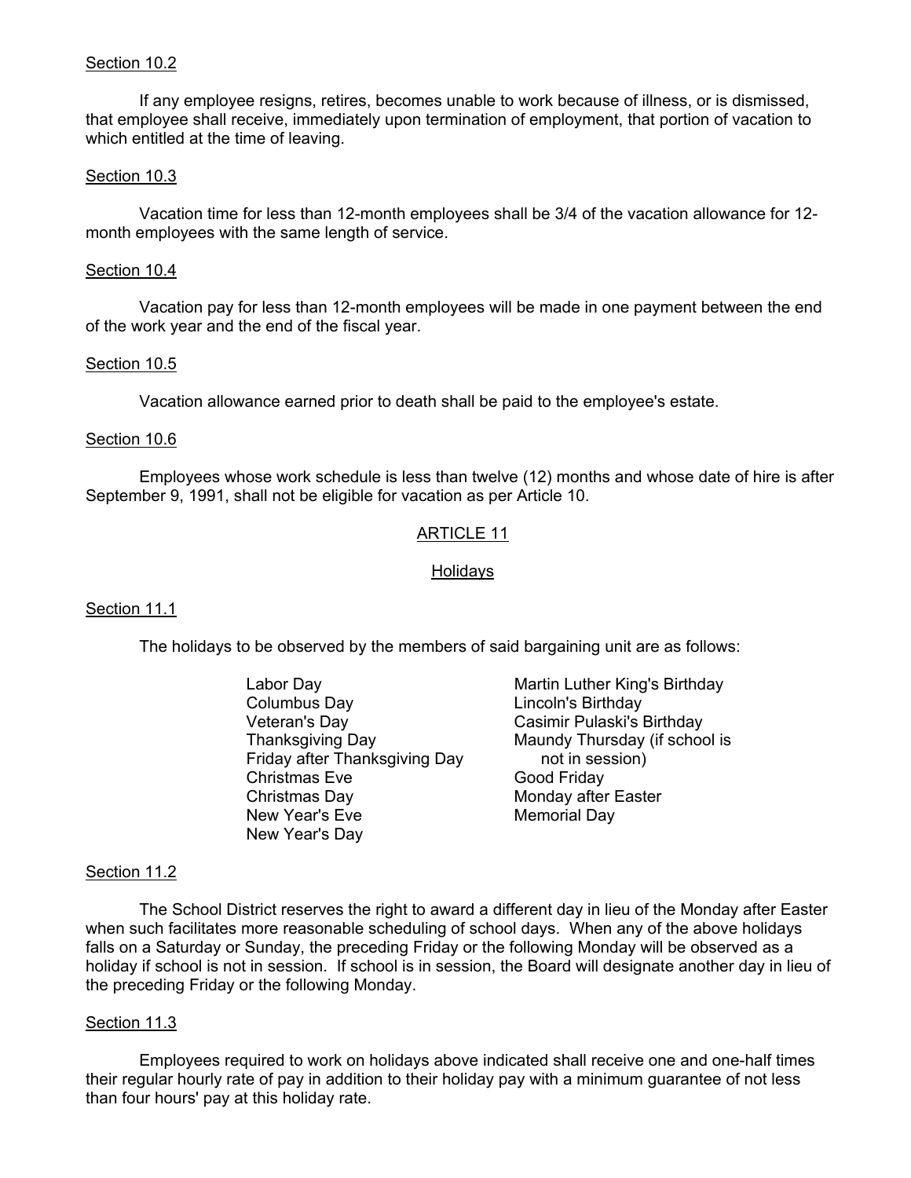Section 10.2

If any employee resigns, retires, becomes unable to work because of illness, or is dismissed, that employee shall receive, immediately upon termination of employment, that portion of vacation to which entitled at the time of leaving.

Section 10.3

Vacation time for less than 12-month employees shall be 3/4 of the vacation allowance for 12-month employees with the same length of service.

Section 10.4

Vacation pay for less than 12-month employees will be made in one payment between the end of the work year and the end of the fiscal year.

Section 10.5

Vacation allowance earned prior to death shall be paid to the employee's estate.

Section 10.6

Employees whose work schedule is less than twelve (12) months and whose date of hire is after September 9, 1991, shall not be eligible for vacation as per Article 10.

## ARTICLE 11

### Holidays

Section 11.1

The holidays to be observed by the members of said bargaining unit are as follows:

- Labor Day
- Columbus Day
- Veteran's Day
- Thanksgiving Day
- Friday after Thanksgiving Day
- Christmas Eve
- Christmas Day
- New Year's Eve
- New Year's Day
- Martin Luther King's Birthday
- Lincoln's Birthday
- Casimir Pulaski's Birthday
- Maundy Thursday (if school is not in session)
- Good Friday
- Monday after Easter
- Memorial Day

Section 11.2

The School District reserves the right to award a different day in lieu of the Monday after Easter when such facilitates more reasonable scheduling of school days. When any of the above holidays falls on a Saturday or Sunday, the preceding Friday or the following Monday will be observed as a holiday if school is not in session. If school is in session, the Board will designate another day in lieu of the preceding Friday or the following Monday.

Section 11.3

Employees required to work on holidays above indicated shall receive one and one-half times their regular hourly rate of pay in addition to their holiday pay with a minimum guarantee of not less than four hours' pay at this holiday rate.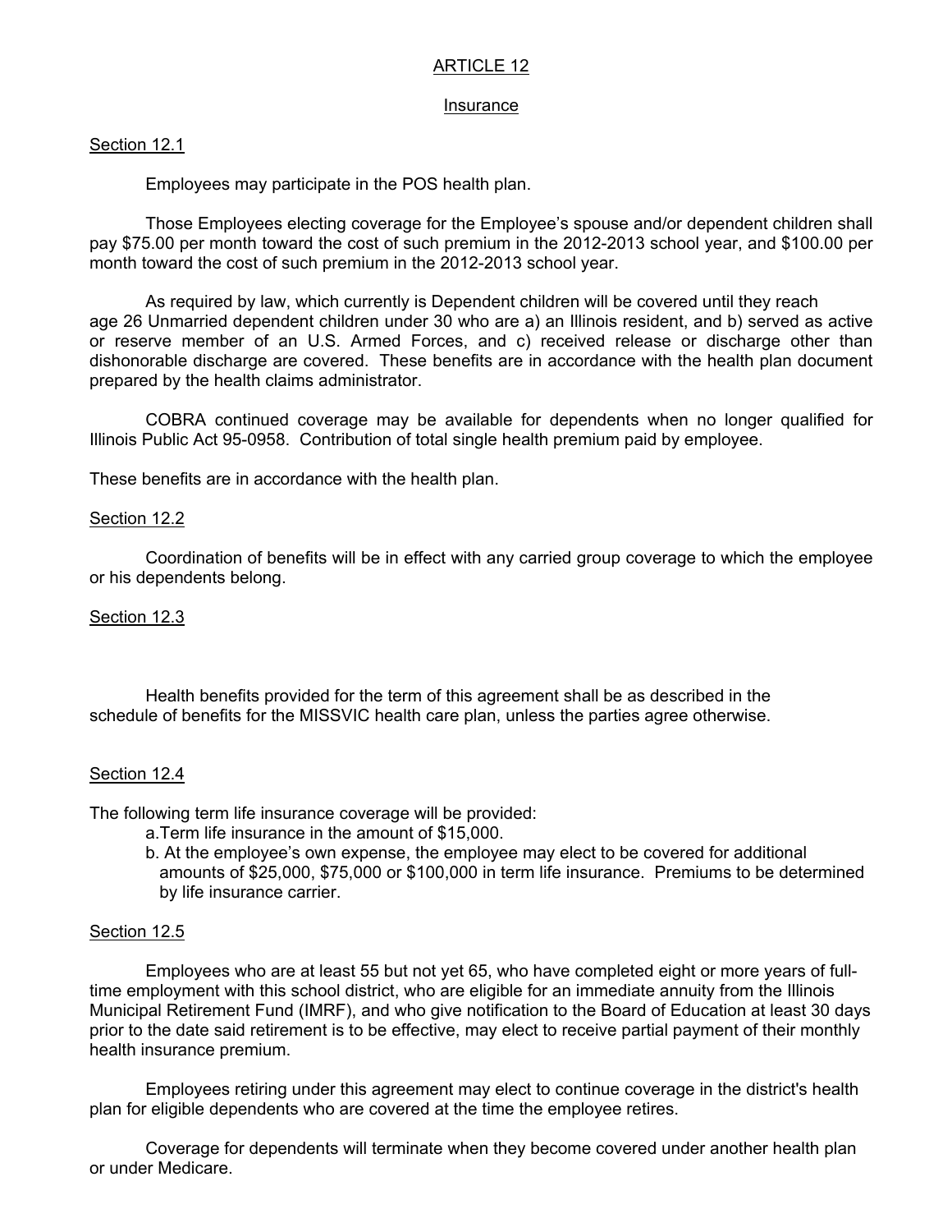# ARTICLE 12

## Insurance

### Section 12.1

Employees may participate in the POS health plan.

Those Employees electing coverage for the Employee's spouse and/or dependent children shall pay $75.00 per month toward the cost of such premium in the 2012-2013 school year, and $100.00 per month toward the cost of such premium in the 2012-2013 school year.

As required by law, which currently is Dependent children will be covered until they reach age 26 Unmarried dependent children under 30 who are a) an Illinois resident, and b) served as active or reserve member of an U.S. Armed Forces, and c) received release or discharge other than dishonorable discharge are covered. These benefits are in accordance with the health plan document prepared by the health claims administrator.

COBRA continued coverage may be available for dependents when no longer qualified for Illinois Public Act 95-0958. Contribution of total single health premium paid by employee.

These benefits are in accordance with the health plan.

### Section 12.2

Coordination of benefits will be in effect with any carried group coverage to which the employee or his dependents belong.

### Section 12.3

Health benefits provided for the term of this agreement shall be as described in the schedule of benefits for the MISSVIC health care plan, unless the parties agree otherwise.

### Section 12.4

The following term life insurance coverage will be provided:

a. Term life insurance in the amount of $15,000.

b. At the employee's own expense, the employee may elect to be covered for additional amounts of $25,000, $75,000 or $100,000 in term life insurance. Premiums to be determined by life insurance carrier.

### Section 12.5

Employees who are at least 55 but not yet 65, who have completed eight or more years of full-time employment with this school district, who are eligible for an immediate annuity from the Illinois Municipal Retirement Fund (IMRF), and who give notification to the Board of Education at least 30 days prior to the date said retirement is to be effective, may elect to receive partial payment of their monthly health insurance premium.

Employees retiring under this agreement may elect to continue coverage in the district's health plan for eligible dependents who are covered at the time the employee retires.

Coverage for dependents will terminate when they become covered under another health plan or under Medicare.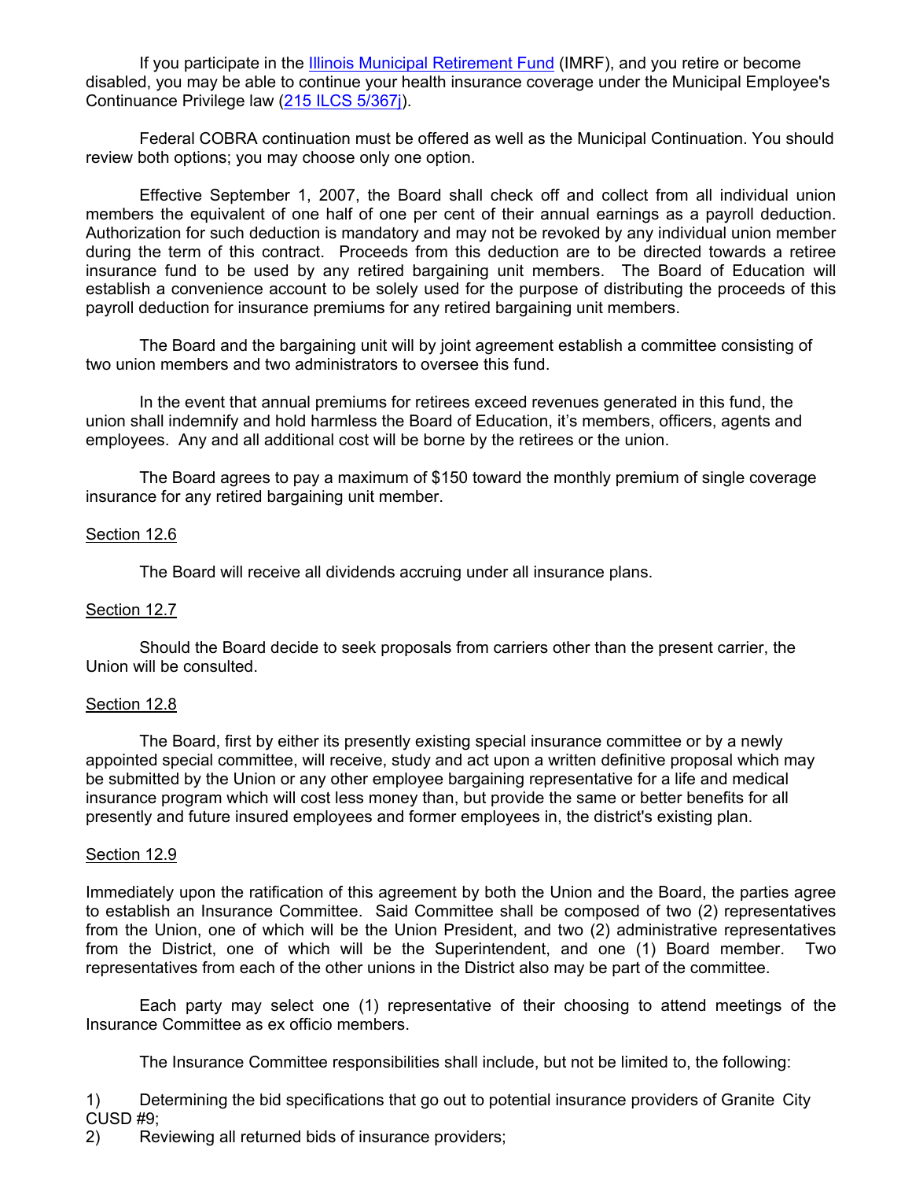If you participate in the [Illinois Municipal Retirement Fund](#) (IMRF), and you retire or become disabled, you may be able to continue your health insurance coverage under the Municipal Employee's Continuance Privilege law ([215 ILCS 5/367j](#)).

Federal COBRA continuation must be offered as well as the Municipal Continuation. You should review both options; you may choose only one option.

Effective September 1, 2007, the Board shall check off and collect from all individual union members the equivalent of one half of one per cent of their annual earnings as a payroll deduction. Authorization for such deduction is mandatory and may not be revoked by any individual union member during the term of this contract. Proceeds from this deduction are to be directed towards a retiree insurance fund to be used by any retired bargaining unit members. The Board of Education will establish a convenience account to be solely used for the purpose of distributing the proceeds of this payroll deduction for insurance premiums for any retired bargaining unit members.

The Board and the bargaining unit will by joint agreement establish a committee consisting of two union members and two administrators to oversee this fund.

In the event that annual premiums for retirees exceed revenues generated in this fund, the union shall indemnify and hold harmless the Board of Education, it's members, officers, agents and employees. Any and all additional cost will be borne by the retirees or the union.

The Board agrees to pay a maximum of $150 toward the monthly premium of single coverage insurance for any retired bargaining unit member.

Section 12.6

The Board will receive all dividends accruing under all insurance plans.

Section 12.7

Should the Board decide to seek proposals from carriers other than the present carrier, the Union will be consulted.

Section 12.8

The Board, first by either its presently existing special insurance committee or by a newly appointed special committee, will receive, study and act upon a written definitive proposal which may be submitted by the Union or any other employee bargaining representative for a life and medical insurance program which will cost less money than, but provide the same or better benefits for all presently and future insured employees and former employees in, the district's existing plan.

Section 12.9

Immediately upon the ratification of this agreement by both the Union and the Board, the parties agree to establish an Insurance Committee. Said Committee shall be composed of two (2) representatives from the Union, one of which will be the Union President, and two (2) administrative representatives from the District, one of which will be the Superintendent, and one (1) Board member. Two representatives from each of the other unions in the District also may be part of the committee.

Each party may select one (1) representative of their choosing to attend meetings of the Insurance Committee as ex officio members.

The Insurance Committee responsibilities shall include, but not be limited to, the following:

1) Determining the bid specifications that go out to potential insurance providers of Granite City CUSD #9;
2) Reviewing all returned bids of insurance providers;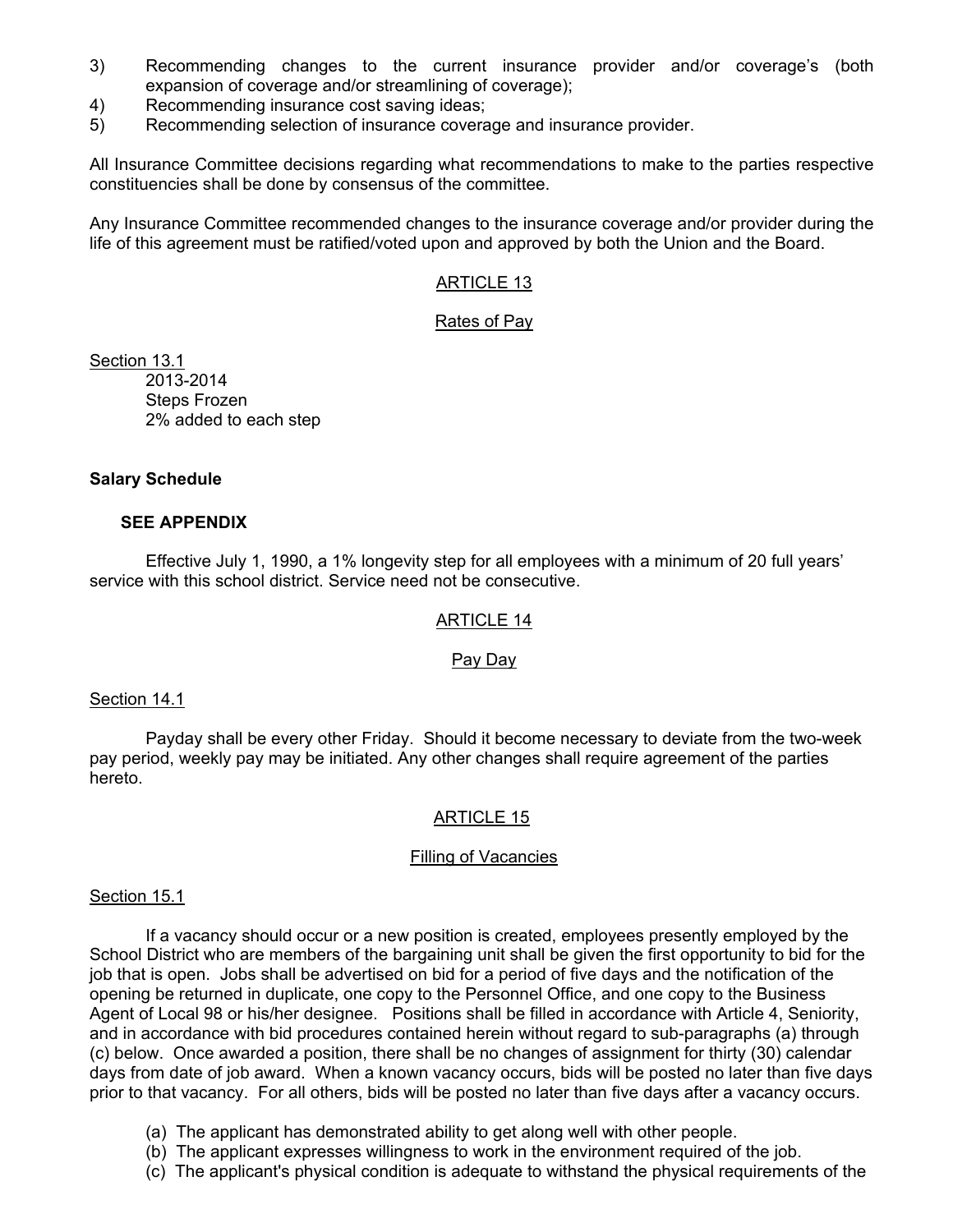3) Recommending changes to the current insurance provider and/or coverage's (both expansion of coverage and/or streamlining of coverage);
4) Recommending insurance cost saving ideas;
5) Recommending selection of insurance coverage and insurance provider.

All Insurance Committee decisions regarding what recommendations to make to the parties respective constituencies shall be done by consensus of the committee.

Any Insurance Committee recommended changes to the insurance coverage and/or provider during the life of this agreement must be ratified/voted upon and approved by both the Union and the Board.

## ARTICLE 13

### Rates of Pay

Section 13.1

2013-2014
Steps Frozen
2% added to each step

**Salary Schedule**

**SEE APPENDIX**

Effective July 1, 1990, a 1% longevity step for all employees with a minimum of 20 full years' service with this school district. Service need not be consecutive.

## ARTICLE 14

### Pay Day

Section 14.1

Payday shall be every other Friday. Should it become necessary to deviate from the two-week pay period, weekly pay may be initiated. Any other changes shall require agreement of the parties hereto.

## ARTICLE 15

### Filling of Vacancies

Section 15.1

If a vacancy should occur or a new position is created, employees presently employed by the School District who are members of the bargaining unit shall be given the first opportunity to bid for the job that is open. Jobs shall be advertised on bid for a period of five days and the notification of the opening be returned in duplicate, one copy to the Personnel Office, and one copy to the Business Agent of Local 98 or his/her designee. Positions shall be filled in accordance with Article 4, Seniority, and in accordance with bid procedures contained herein without regard to sub-paragraphs (a) through (c) below. Once awarded a position, there shall be no changes of assignment for thirty (30) calendar days from date of job award. When a known vacancy occurs, bids will be posted no later than five days prior to that vacancy. For all others, bids will be posted no later than five days after a vacancy occurs.

(a) The applicant has demonstrated ability to get along well with other people.
(b) The applicant expresses willingness to work in the environment required of the job.
(c) The applicant's physical condition is adequate to withstand the physical requirements of the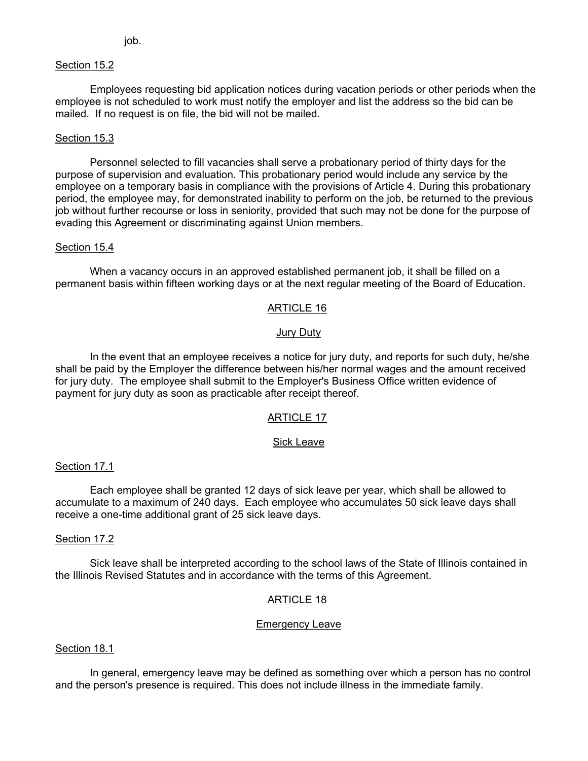job.

Section 15.2

Employees requesting bid application notices during vacation periods or other periods when the employee is not scheduled to work must notify the employer and list the address so the bid can be mailed. If no request is on file, the bid will not be mailed.

Section 15.3

Personnel selected to fill vacancies shall serve a probationary period of thirty days for the purpose of supervision and evaluation. This probationary period would include any service by the employee on a temporary basis in compliance with the provisions of Article 4. During this probationary period, the employee may, for demonstrated inability to perform on the job, be returned to the previous job without further recourse or loss in seniority, provided that such may not be done for the purpose of evading this Agreement or discriminating against Union members.

Section 15.4

When a vacancy occurs in an approved established permanent job, it shall be filled on a permanent basis within fifteen working days or at the next regular meeting of the Board of Education.

## ARTICLE 16

### Jury Duty

In the event that an employee receives a notice for jury duty, and reports for such duty, he/she shall be paid by the Employer the difference between his/her normal wages and the amount received for jury duty. The employee shall submit to the Employer's Business Office written evidence of payment for jury duty as soon as practicable after receipt thereof.

## ARTICLE 17

### Sick Leave

Section 17.1

Each employee shall be granted 12 days of sick leave per year, which shall be allowed to accumulate to a maximum of 240 days. Each employee who accumulates 50 sick leave days shall receive a one-time additional grant of 25 sick leave days.

Section 17.2

Sick leave shall be interpreted according to the school laws of the State of Illinois contained in the Illinois Revised Statutes and in accordance with the terms of this Agreement.

## ARTICLE 18

### Emergency Leave

Section 18.1

In general, emergency leave may be defined as something over which a person has no control and the person's presence is required. This does not include illness in the immediate family.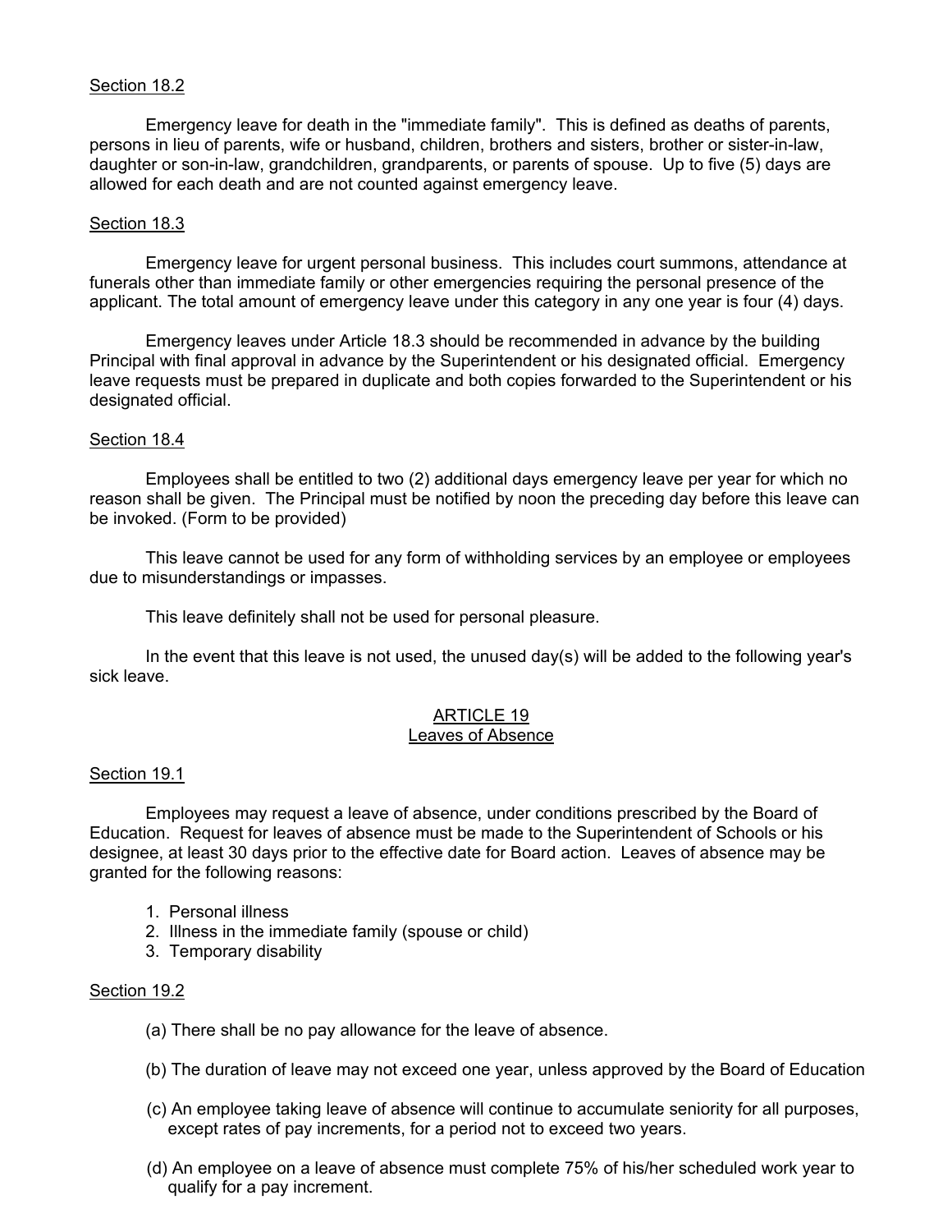Section 18.2

Emergency leave for death in the "immediate family". This is defined as deaths of parents, persons in lieu of parents, wife or husband, children, brothers and sisters, brother or sister-in-law, daughter or son-in-law, grandchildren, grandparents, or parents of spouse. Up to five (5) days are allowed for each death and are not counted against emergency leave.

Section 18.3

Emergency leave for urgent personal business. This includes court summons, attendance at funerals other than immediate family or other emergencies requiring the personal presence of the applicant. The total amount of emergency leave under this category in any one year is four (4) days.

Emergency leaves under Article 18.3 should be recommended in advance by the building Principal with final approval in advance by the Superintendent or his designated official. Emergency leave requests must be prepared in duplicate and both copies forwarded to the Superintendent or his designated official.

Section 18.4

Employees shall be entitled to two (2) additional days emergency leave per year for which no reason shall be given. The Principal must be notified by noon the preceding day before this leave can be invoked. (Form to be provided)

This leave cannot be used for any form of withholding services by an employee or employees due to misunderstandings or impasses.

This leave definitely shall not be used for personal pleasure.

In the event that this leave is not used, the unused day(s) will be added to the following year's sick leave.

## ARTICLE 19
## Leaves of Absence

Section 19.1

Employees may request a leave of absence, under conditions prescribed by the Board of Education. Request for leaves of absence must be made to the Superintendent of Schools or his designee, at least 30 days prior to the effective date for Board action. Leaves of absence may be granted for the following reasons:

1. Personal illness
2. Illness in the immediate family (spouse or child)
3. Temporary disability

Section 19.2

(a) There shall be no pay allowance for the leave of absence.

(b) The duration of leave may not exceed one year, unless approved by the Board of Education

(c) An employee taking leave of absence will continue to accumulate seniority for all purposes, except rates of pay increments, for a period not to exceed two years.

(d) An employee on a leave of absence must complete 75% of his/her scheduled work year to qualify for a pay increment.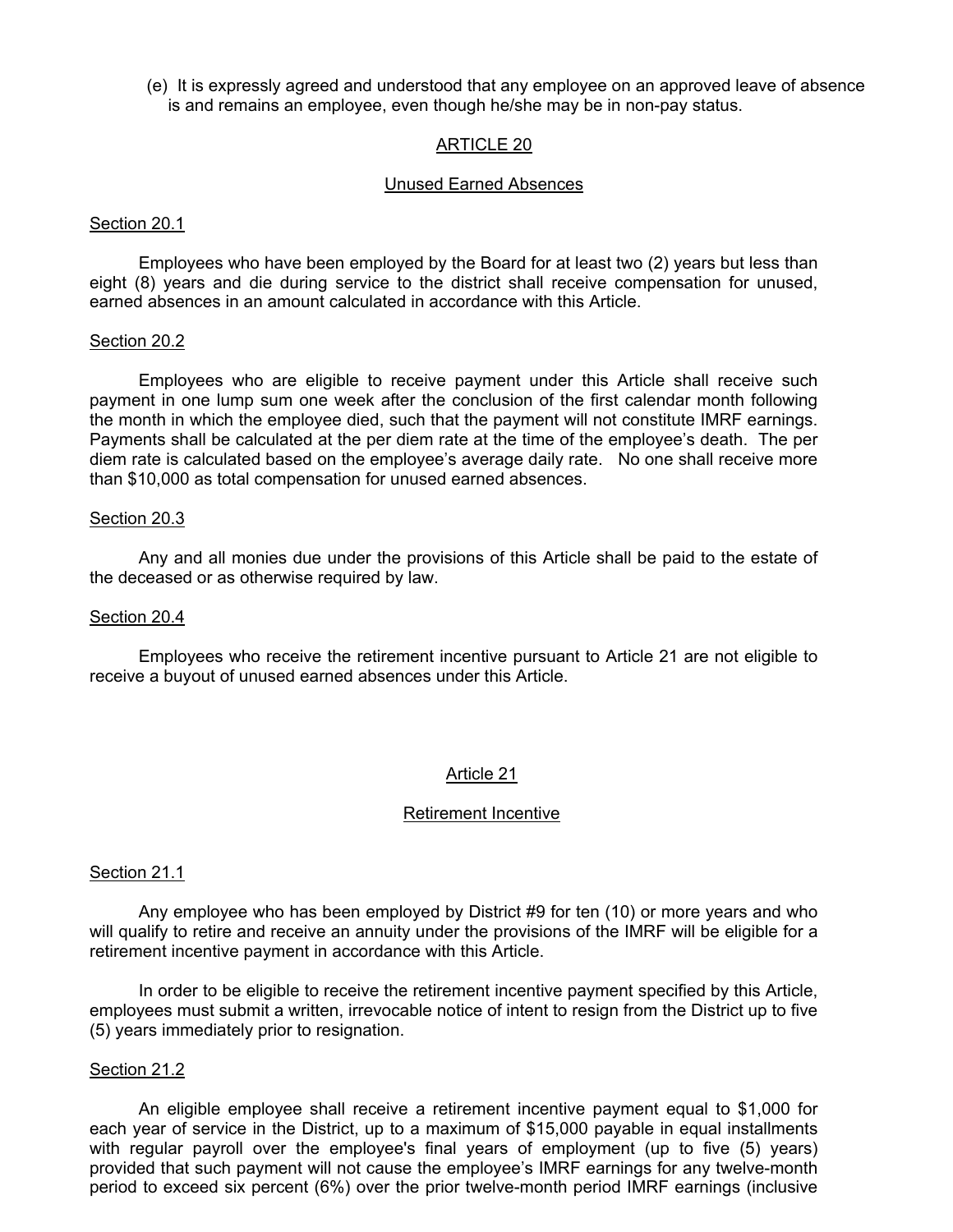(e) It is expressly agreed and understood that any employee on an approved leave of absence is and remains an employee, even though he/she may be in non-pay status.

## ARTICLE 20

### Unused Earned Absences

#### Section 20.1

Employees who have been employed by the Board for at least two (2) years but less than eight (8) years and die during service to the district shall receive compensation for unused, earned absences in an amount calculated in accordance with this Article.

#### Section 20.2

Employees who are eligible to receive payment under this Article shall receive such payment in one lump sum one week after the conclusion of the first calendar month following the month in which the employee died, such that the payment will not constitute IMRF earnings. Payments shall be calculated at the per diem rate at the time of the employee's death. The per diem rate is calculated based on the employee's average daily rate. No one shall receive more than $10,000 as total compensation for unused earned absences.

#### Section 20.3

Any and all monies due under the provisions of this Article shall be paid to the estate of the deceased or as otherwise required by law.

#### Section 20.4

Employees who receive the retirement incentive pursuant to Article 21 are not eligible to receive a buyout of unused earned absences under this Article.

## Article 21

### Retirement Incentive

#### Section 21.1

Any employee who has been employed by District #9 for ten (10) or more years and who will qualify to retire and receive an annuity under the provisions of the IMRF will be eligible for a retirement incentive payment in accordance with this Article.

In order to be eligible to receive the retirement incentive payment specified by this Article, employees must submit a written, irrevocable notice of intent to resign from the District up to five (5) years immediately prior to resignation.

#### Section 21.2

An eligible employee shall receive a retirement incentive payment equal to $1,000 for each year of service in the District, up to a maximum of $15,000 payable in equal installments with regular payroll over the employee's final years of employment (up to five (5) years) provided that such payment will not cause the employee's IMRF earnings for any twelve-month period to exceed six percent (6%) over the prior twelve-month period IMRF earnings (inclusive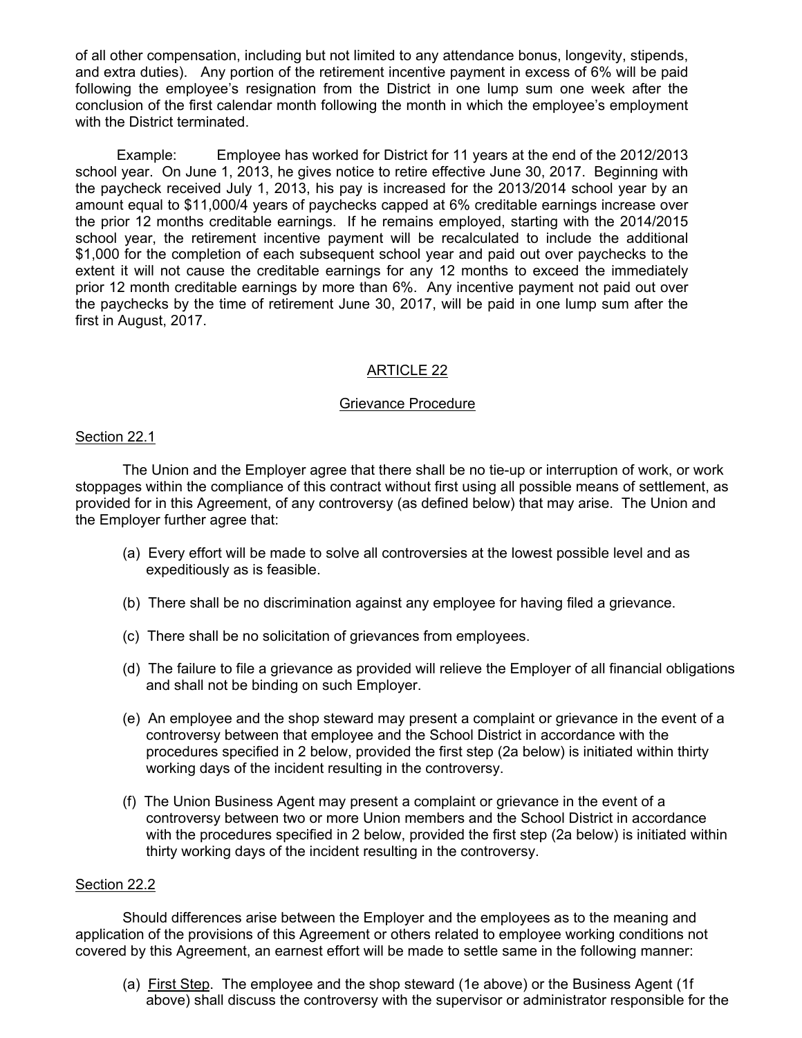of all other compensation, including but not limited to any attendance bonus, longevity, stipends, and extra duties). Any portion of the retirement incentive payment in excess of 6% will be paid following the employee's resignation from the District in one lump sum one week after the conclusion of the first calendar month following the month in which the employee's employment with the District terminated.

Example: Employee has worked for District for 11 years at the end of the 2012/2013 school year. On June 1, 2013, he gives notice to retire effective June 30, 2017. Beginning with the paycheck received July 1, 2013, his pay is increased for the 2013/2014 school year by an amount equal to $11,000/4 years of paychecks capped at 6% creditable earnings increase over the prior 12 months creditable earnings. If he remains employed, starting with the 2014/2015 school year, the retirement incentive payment will be recalculated to include the additional $1,000 for the completion of each subsequent school year and paid out over paychecks to the extent it will not cause the creditable earnings for any 12 months to exceed the immediately prior 12 month creditable earnings by more than 6%. Any incentive payment not paid out over the paychecks by the time of retirement June 30, 2017, will be paid in one lump sum after the first in August, 2017.

## ARTICLE 22

## Grievance Procedure

### Section 22.1

The Union and the Employer agree that there shall be no tie-up or interruption of work, or work stoppages within the compliance of this contract without first using all possible means of settlement, as provided for in this Agreement, of any controversy (as defined below) that may arise. The Union and the Employer further agree that:

(a) Every effort will be made to solve all controversies at the lowest possible level and as expeditiously as is feasible.

(b) There shall be no discrimination against any employee for having filed a grievance.

(c) There shall be no solicitation of grievances from employees.

(d) The failure to file a grievance as provided will relieve the Employer of all financial obligations and shall not be binding on such Employer.

(e) An employee and the shop steward may present a complaint or grievance in the event of a controversy between that employee and the School District in accordance with the procedures specified in 2 below, provided the first step (2a below) is initiated within thirty working days of the incident resulting in the controversy.

(f) The Union Business Agent may present a complaint or grievance in the event of a controversy between two or more Union members and the School District in accordance with the procedures specified in 2 below, provided the first step (2a below) is initiated within thirty working days of the incident resulting in the controversy.

### Section 22.2

Should differences arise between the Employer and the employees as to the meaning and application of the provisions of this Agreement or others related to employee working conditions not covered by this Agreement, an earnest effort will be made to settle same in the following manner:

(a) First Step. The employee and the shop steward (1e above) or the Business Agent (1f above) shall discuss the controversy with the supervisor or administrator responsible for the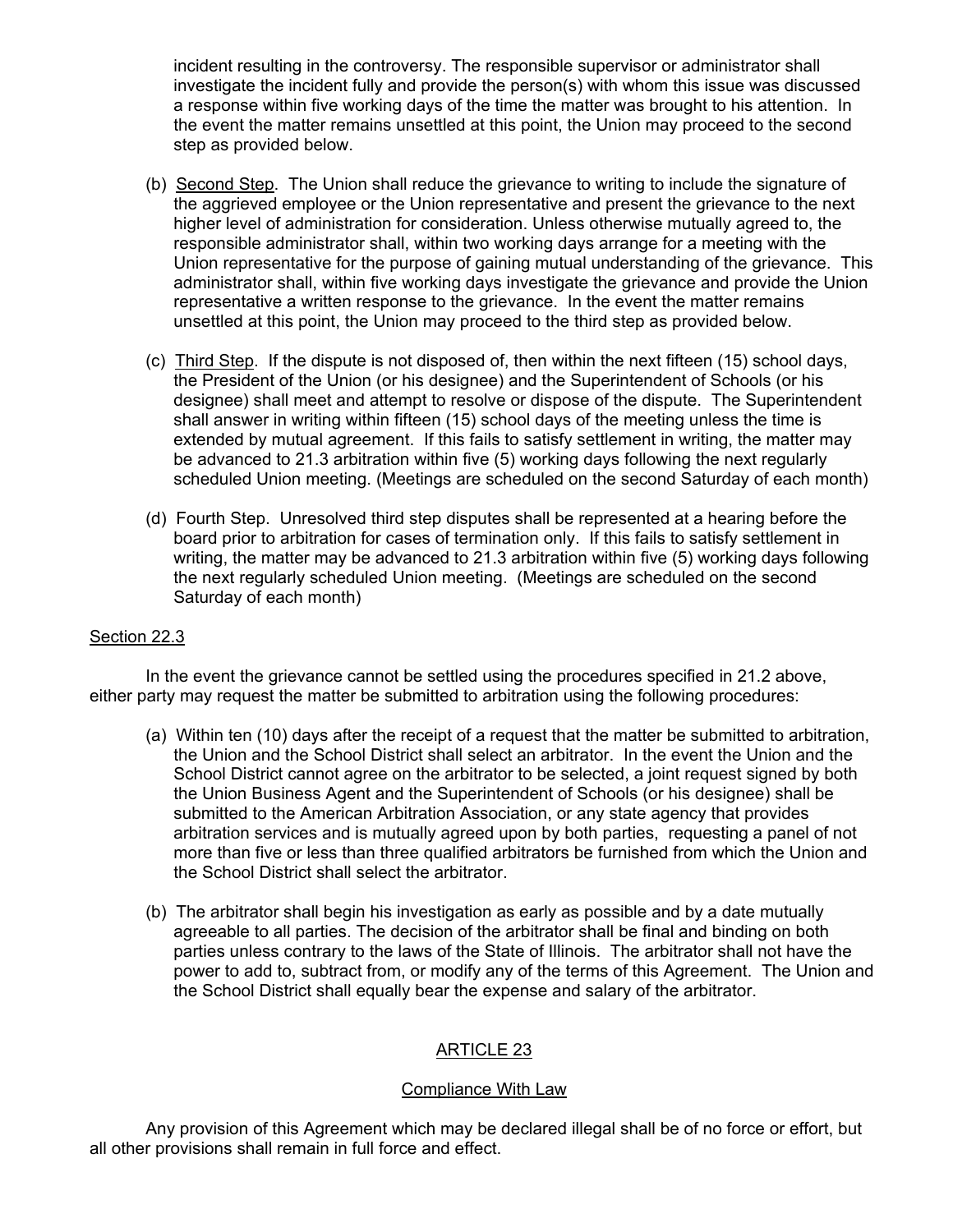incident resulting in the controversy. The responsible supervisor or administrator shall investigate the incident fully and provide the person(s) with whom this issue was discussed a response within five working days of the time the matter was brought to his attention. In the event the matter remains unsettled at this point, the Union may proceed to the second step as provided below.

(b) Second Step. The Union shall reduce the grievance to writing to include the signature of the aggrieved employee or the Union representative and present the grievance to the next higher level of administration for consideration. Unless otherwise mutually agreed to, the responsible administrator shall, within two working days arrange for a meeting with the Union representative for the purpose of gaining mutual understanding of the grievance. This administrator shall, within five working days investigate the grievance and provide the Union representative a written response to the grievance. In the event the matter remains unsettled at this point, the Union may proceed to the third step as provided below.

(c) Third Step. If the dispute is not disposed of, then within the next fifteen (15) school days, the President of the Union (or his designee) and the Superintendent of Schools (or his designee) shall meet and attempt to resolve or dispose of the dispute. The Superintendent shall answer in writing within fifteen (15) school days of the meeting unless the time is extended by mutual agreement. If this fails to satisfy settlement in writing, the matter may be advanced to 21.3 arbitration within five (5) working days following the next regularly scheduled Union meeting. (Meetings are scheduled on the second Saturday of each month)

(d) Fourth Step. Unresolved third step disputes shall be represented at a hearing before the board prior to arbitration for cases of termination only. If this fails to satisfy settlement in writing, the matter may be advanced to 21.3 arbitration within five (5) working days following the next regularly scheduled Union meeting. (Meetings are scheduled on the second Saturday of each month)

Section 22.3

In the event the grievance cannot be settled using the procedures specified in 21.2 above, either party may request the matter be submitted to arbitration using the following procedures:

(a) Within ten (10) days after the receipt of a request that the matter be submitted to arbitration, the Union and the School District shall select an arbitrator. In the event the Union and the School District cannot agree on the arbitrator to be selected, a joint request signed by both the Union Business Agent and the Superintendent of Schools (or his designee) shall be submitted to the American Arbitration Association, or any state agency that provides arbitration services and is mutually agreed upon by both parties, requesting a panel of not more than five or less than three qualified arbitrators be furnished from which the Union and the School District shall select the arbitrator.

(b) The arbitrator shall begin his investigation as early as possible and by a date mutually agreeable to all parties. The decision of the arbitrator shall be final and binding on both parties unless contrary to the laws of the State of Illinois. The arbitrator shall not have the power to add to, subtract from, or modify any of the terms of this Agreement. The Union and the School District shall equally bear the expense and salary of the arbitrator.

## ARTICLE 23

### Compliance With Law

Any provision of this Agreement which may be declared illegal shall be of no force or effort, but all other provisions shall remain in full force and effect.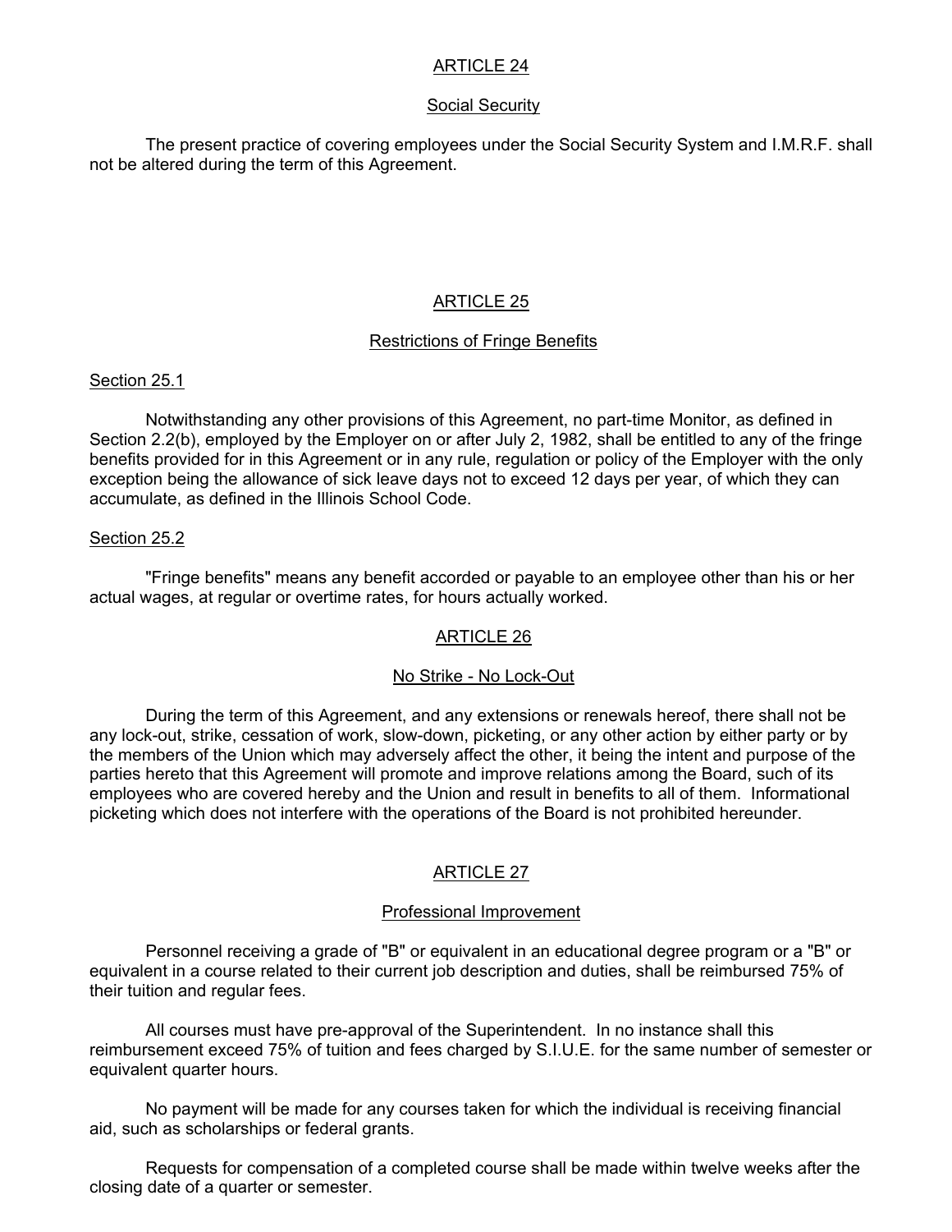## ARTICLE 24

### Social Security

The present practice of covering employees under the Social Security System and I.M.R.F. shall not be altered during the term of this Agreement.

## ARTICLE 25

### Restrictions of Fringe Benefits

#### Section 25.1

Notwithstanding any other provisions of this Agreement, no part-time Monitor, as defined in Section 2.2(b), employed by the Employer on or after July 2, 1982, shall be entitled to any of the fringe benefits provided for in this Agreement or in any rule, regulation or policy of the Employer with the only exception being the allowance of sick leave days not to exceed 12 days per year, of which they can accumulate, as defined in the Illinois School Code.

#### Section 25.2

"Fringe benefits" means any benefit accorded or payable to an employee other than his or her actual wages, at regular or overtime rates, for hours actually worked.

## ARTICLE 26

### No Strike - No Lock-Out

During the term of this Agreement, and any extensions or renewals hereof, there shall not be any lock-out, strike, cessation of work, slow-down, picketing, or any other action by either party or by the members of the Union which may adversely affect the other, it being the intent and purpose of the parties hereto that this Agreement will promote and improve relations among the Board, such of its employees who are covered hereby and the Union and result in benefits to all of them. Informational picketing which does not interfere with the operations of the Board is not prohibited hereunder.

## ARTICLE 27

### Professional Improvement

Personnel receiving a grade of "B" or equivalent in an educational degree program or a "B" or equivalent in a course related to their current job description and duties, shall be reimbursed 75% of their tuition and regular fees.

All courses must have pre-approval of the Superintendent. In no instance shall this reimbursement exceed 75% of tuition and fees charged by S.I.U.E. for the same number of semester or equivalent quarter hours.

No payment will be made for any courses taken for which the individual is receiving financial aid, such as scholarships or federal grants.

Requests for compensation of a completed course shall be made within twelve weeks after the closing date of a quarter or semester.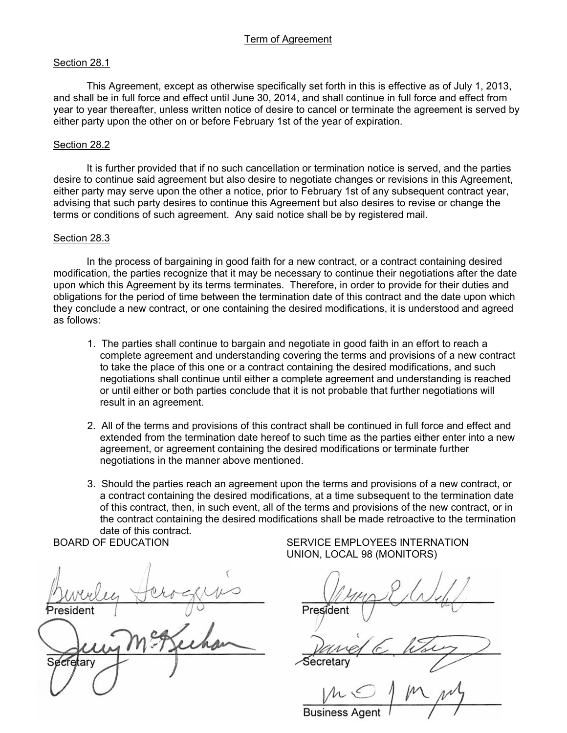## Term of Agreement

### Section 28.1

This Agreement, except as otherwise specifically set forth in this is effective as of July 1, 2013, and shall be in full force and effect until June 30, 2014, and shall continue in full force and effect from year to year thereafter, unless written notice of desire to cancel or terminate the agreement is served by either party upon the other on or before February 1st of the year of expiration.

### Section 28.2

It is further provided that if no such cancellation or termination notice is served, and the parties desire to continue said agreement but also desire to negotiate changes or revisions in this Agreement, either party may serve upon the other a notice, prior to February 1st of any subsequent contract year, advising that such party desires to continue this Agreement but also desires to revise or change the terms or conditions of such agreement. Any said notice shall be by registered mail.

### Section 28.3

In the process of bargaining in good faith for a new contract, or a contract containing desired modification, the parties recognize that it may be necessary to continue their negotiations after the date upon which this Agreement by its terms terminates. Therefore, in order to provide for their duties and obligations for the period of time between the termination date of this contract and the date upon which they conclude a new contract, or one containing the desired modifications, it is understood and agreed as follows:

1. The parties shall continue to bargain and negotiate in good faith in an effort to reach a complete agreement and understanding covering the terms and provisions of a new contract to take the place of this one or a contract containing the desired modifications, and such negotiations shall continue until either a complete agreement and understanding is reached or until either or both parties conclude that it is not probable that further negotiations will result in an agreement.

2. All of the terms and provisions of this contract shall be continued in full force and effect and extended from the termination date hereof to such time as the parties either enter into a new agreement, or agreement containing the desired modifications or terminate further negotiations in the manner above mentioned.

3. Should the parties reach an agreement upon the terms and provisions of a new contract, or a contract containing the desired modifications, at a time subsequent to the termination date of this contract, then, in such event, all of the terms and provisions of the new contract, or in the contract containing the desired modifications shall be made retroactive to the termination date of this contract.

BOARD OF EDUCATION

Beverley Scroggins
President

Jerry McKeehan
Secretary

SERVICE EMPLOYEES INTERNATION UNION, LOCAL 98 (MONITORS)

[signature]
President

[signature]
Secretary

[signature]
Business Agent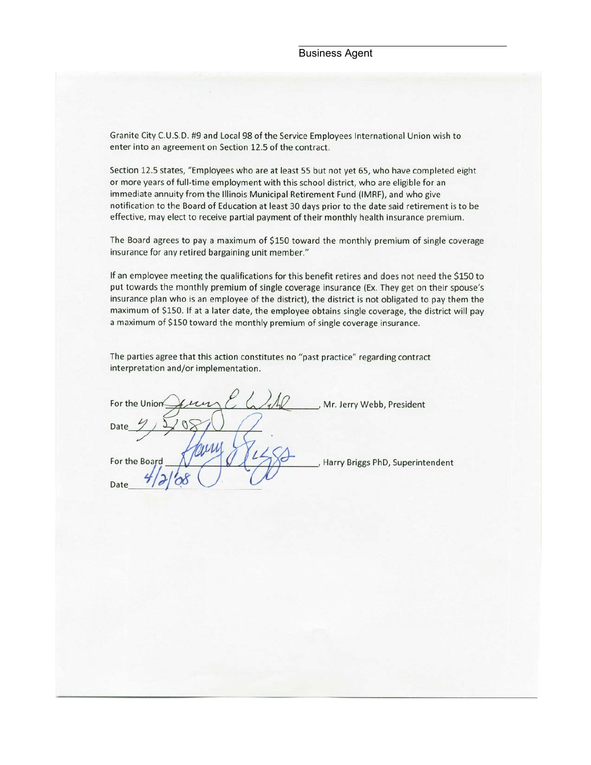\_\_\_\_\_\_\_\_\_\_\_\_\_\_\_\_\_\_\_\_\_\_\_\_\_\_\_\_\_\_\_\_\_\_\_\_\_\_\_\_\_\_

Business Agent

Granite City C.U.S.D. #9 and Local 98 of the Service Employees International Union wish to enter into an agreement on Section 12.5 of the contract.

Section 12.5 states, "Employees who are at least 55 but not yet 65, who have completed eight or more years of full-time employment with this school district, who are eligible for an immediate annuity from the Illinois Municipal Retirement Fund (IMRF), and who give notification to the Board of Education at least 30 days prior to the date said retirement is to be effective, may elect to receive partial payment of their monthly health insurance premium.

The Board agrees to pay a maximum of $150 toward the monthly premium of single coverage insurance for any retired bargaining unit member."

If an employee meeting the qualifications for this benefit retires and does not need the $150 to put towards the monthly premium of single coverage insurance (Ex. They get on their spouse's insurance plan who is an employee of the district), the district is not obligated to pay them the maximum of $150. If at a later date, the employee obtains single coverage, the district will pay a maximum of $150 toward the monthly premium of single coverage insurance.

The parties agree that this action constitutes no "past practice" regarding contract interpretation and/or implementation.

For the Union \_\_\_\_\_\_\_\_\_\_\_\_\_\_\_\_\_\_\_\_\_\_\_\_\_\_\_\_\_\_\_\_\_\_\_\_, Mr. Jerry Webb, President

Date 4/2/08

For the Board \_\_\_\_\_\_\_\_\_\_\_\_\_\_\_\_\_\_\_\_\_\_\_\_\_\_\_\_\_\_\_\_\_\_\_\_, Harry Briggs PhD, Superintendent

Date 4/2/08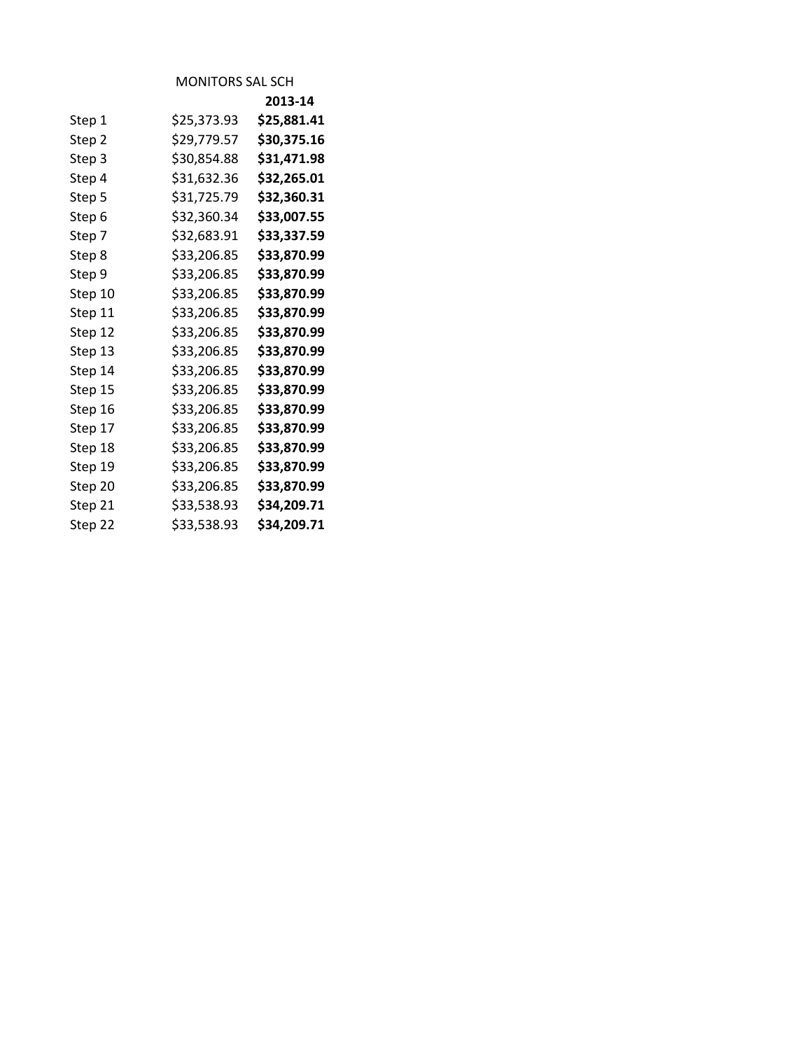MONITORS SAL SCH

| | | **2013-14** |
|---|---|---|
| Step 1 | $25,373.93 | **$25,881.41** |
| Step 2 | $29,779.57 | **$30,375.16** |
| Step 3 | $30,854.88 | **$31,471.98** |
| Step 4 | $31,632.36 | **$32,265.01** |
| Step 5 | $31,725.79 | **$32,360.31** |
| Step 6 | $32,360.34 | **$33,007.55** |
| Step 7 | $32,683.91 | **$33,337.59** |
| Step 8 | $33,206.85 | **$33,870.99** |
| Step 9 | $33,206.85 | **$33,870.99** |
| Step 10 | $33,206.85 | **$33,870.99** |
| Step 11 | $33,206.85 | **$33,870.99** |
| Step 12 | $33,206.85 | **$33,870.99** |
| Step 13 | $33,206.85 | **$33,870.99** |
| Step 14 | $33,206.85 | **$33,870.99** |
| Step 15 | $33,206.85 | **$33,870.99** |
| Step 16 | $33,206.85 | **$33,870.99** |
| Step 17 | $33,206.85 | **$33,870.99** |
| Step 18 | $33,206.85 | **$33,870.99** |
| Step 19 | $33,206.85 | **$33,870.99** |
| Step 20 | $33,206.85 | **$33,870.99** |
| Step 21 | $33,538.93 | **$34,209.71** |
| Step 22 | $33,538.93 | **$34,209.71** |